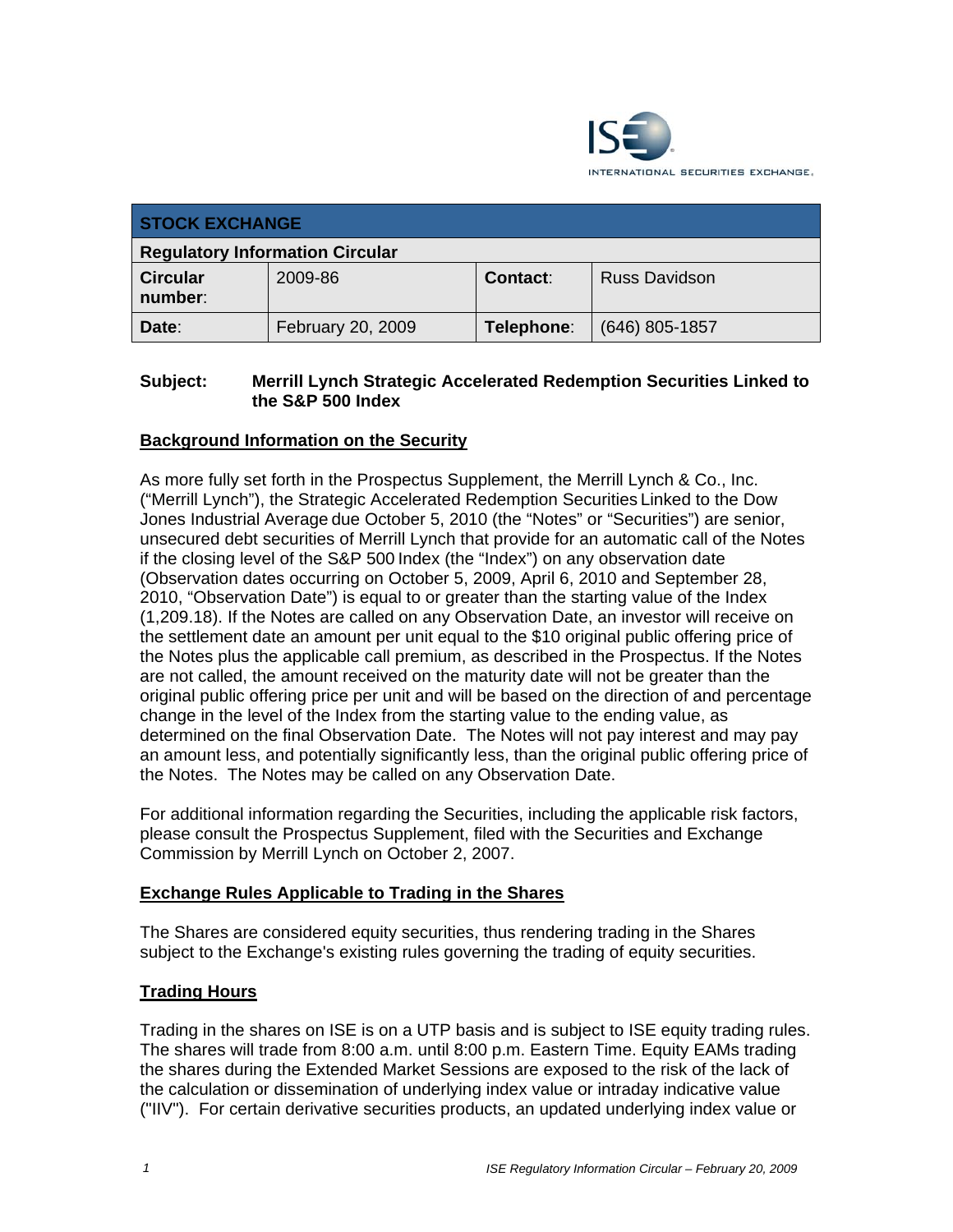INTERNATIONAL SECURITIES EXCHANGE.

| STOCK EXCHANGE | | | |
|---|---|---|---|
| **Regulatory Information Circular** | | | |
| **Circular number:** | 2009-86 | **Contact:** | Russ Davidson |
| **Date:** | February 20, 2009 | **Telephone:** | (646) 805-1857 |

**Subject:** **Merrill Lynch Strategic Accelerated Redemption Securities Linked to the S&P 500 Index**

## Background Information on the Security

As more fully set forth in the Prospectus Supplement, the Merrill Lynch & Co., Inc. ("Merrill Lynch"), the Strategic Accelerated Redemption Securities Linked to the Dow Jones Industrial Average due October 5, 2010 (the "Notes" or "Securities") are senior, unsecured debt securities of Merrill Lynch that provide for an automatic call of the Notes if the closing level of the S&P 500 Index (the "Index") on any observation date (Observation dates occurring on October 5, 2009, April 6, 2010 and September 28, 2010, "Observation Date") is equal to or greater than the starting value of the Index (1,209.18). If the Notes are called on any Observation Date, an investor will receive on the settlement date an amount per unit equal to the $10 original public offering price of the Notes plus the applicable call premium, as described in the Prospectus. If the Notes are not called, the amount received on the maturity date will not be greater than the original public offering price per unit and will be based on the direction of and percentage change in the level of the Index from the starting value to the ending value, as determined on the final Observation Date. The Notes will not pay interest and may pay an amount less, and potentially significantly less, than the original public offering price of the Notes. The Notes may be called on any Observation Date.

For additional information regarding the Securities, including the applicable risk factors, please consult the Prospectus Supplement, filed with the Securities and Exchange Commission by Merrill Lynch on October 2, 2007.

## Exchange Rules Applicable to Trading in the Shares

The Shares are considered equity securities, thus rendering trading in the Shares subject to the Exchange's existing rules governing the trading of equity securities.

## Trading Hours

Trading in the shares on ISE is on a UTP basis and is subject to ISE equity trading rules. The shares will trade from 8:00 a.m. until 8:00 p.m. Eastern Time. Equity EAMs trading the shares during the Extended Market Sessions are exposed to the risk of the lack of the calculation or dissemination of underlying index value or intraday indicative value ("IIV"). For certain derivative securities products, an updated underlying index value or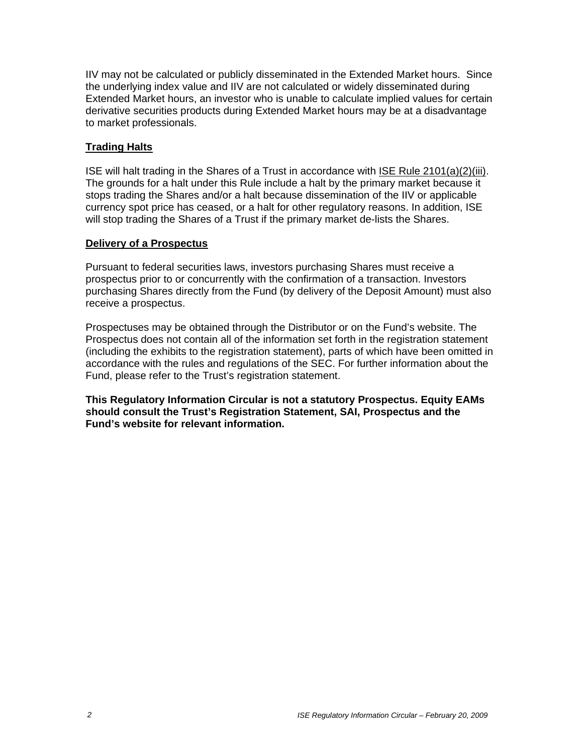IIV may not be calculated or publicly disseminated in the Extended Market hours. Since the underlying index value and IIV are not calculated or widely disseminated during Extended Market hours, an investor who is unable to calculate implied values for certain derivative securities products during Extended Market hours may be at a disadvantage to market professionals.

## Trading Halts

ISE will halt trading in the Shares of a Trust in accordance with ISE Rule 2101(a)(2)(iii). The grounds for a halt under this Rule include a halt by the primary market because it stops trading the Shares and/or a halt because dissemination of the IIV or applicable currency spot price has ceased, or a halt for other regulatory reasons. In addition, ISE will stop trading the Shares of a Trust if the primary market de-lists the Shares.

## Delivery of a Prospectus

Pursuant to federal securities laws, investors purchasing Shares must receive a prospectus prior to or concurrently with the confirmation of a transaction. Investors purchasing Shares directly from the Fund (by delivery of the Deposit Amount) must also receive a prospectus.

Prospectuses may be obtained through the Distributor or on the Fund's website. The Prospectus does not contain all of the information set forth in the registration statement (including the exhibits to the registration statement), parts of which have been omitted in accordance with the rules and regulations of the SEC. For further information about the Fund, please refer to the Trust's registration statement.

**This Regulatory Information Circular is not a statutory Prospectus. Equity EAMs should consult the Trust's Registration Statement, SAI, Prospectus and the Fund's website for relevant information.**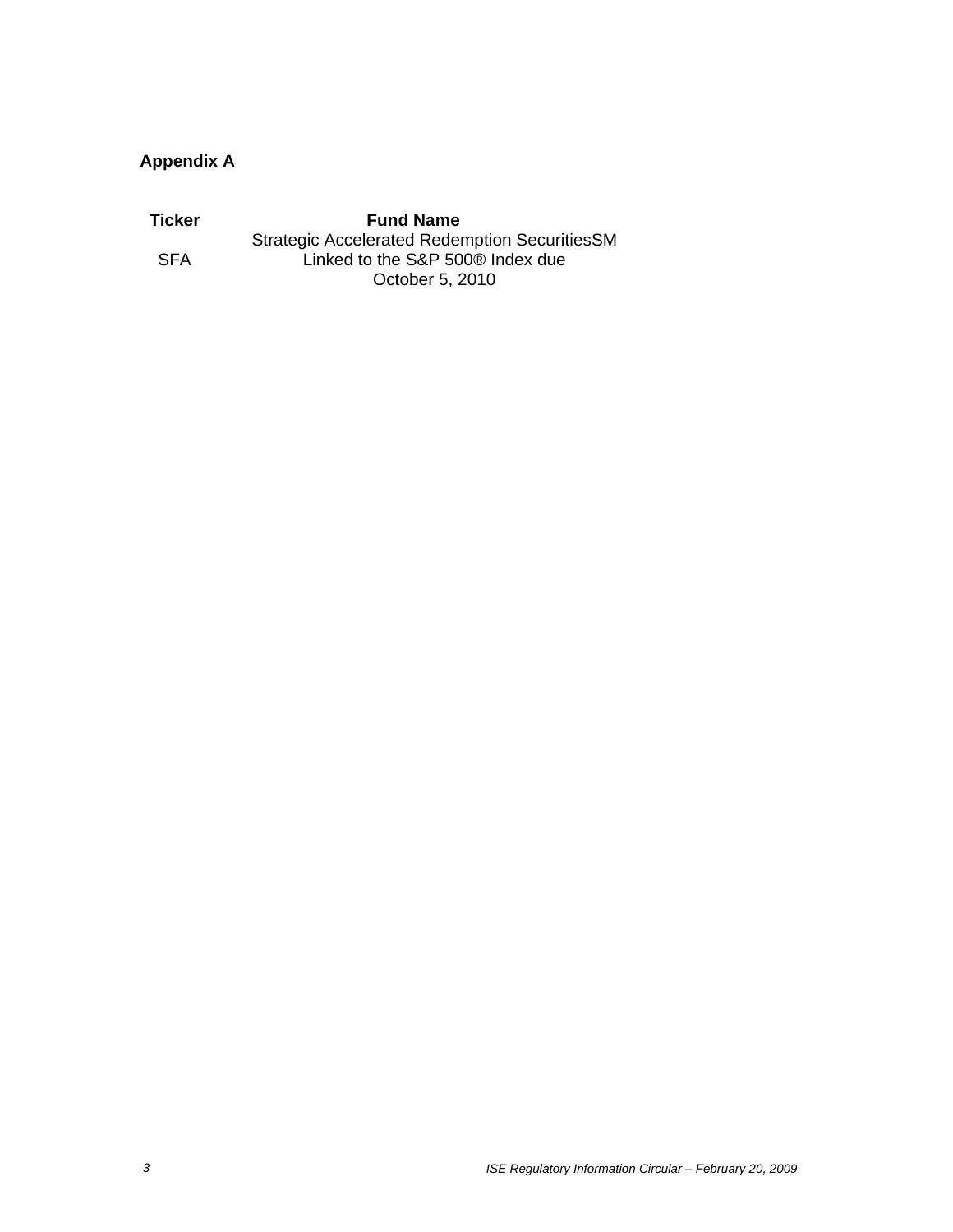**Appendix A**

| Ticker | Fund Name |
|---|---|
| SFA | Strategic Accelerated Redemption SecuritiesSM Linked to the S&P 500® Index due October 5, 2010 |